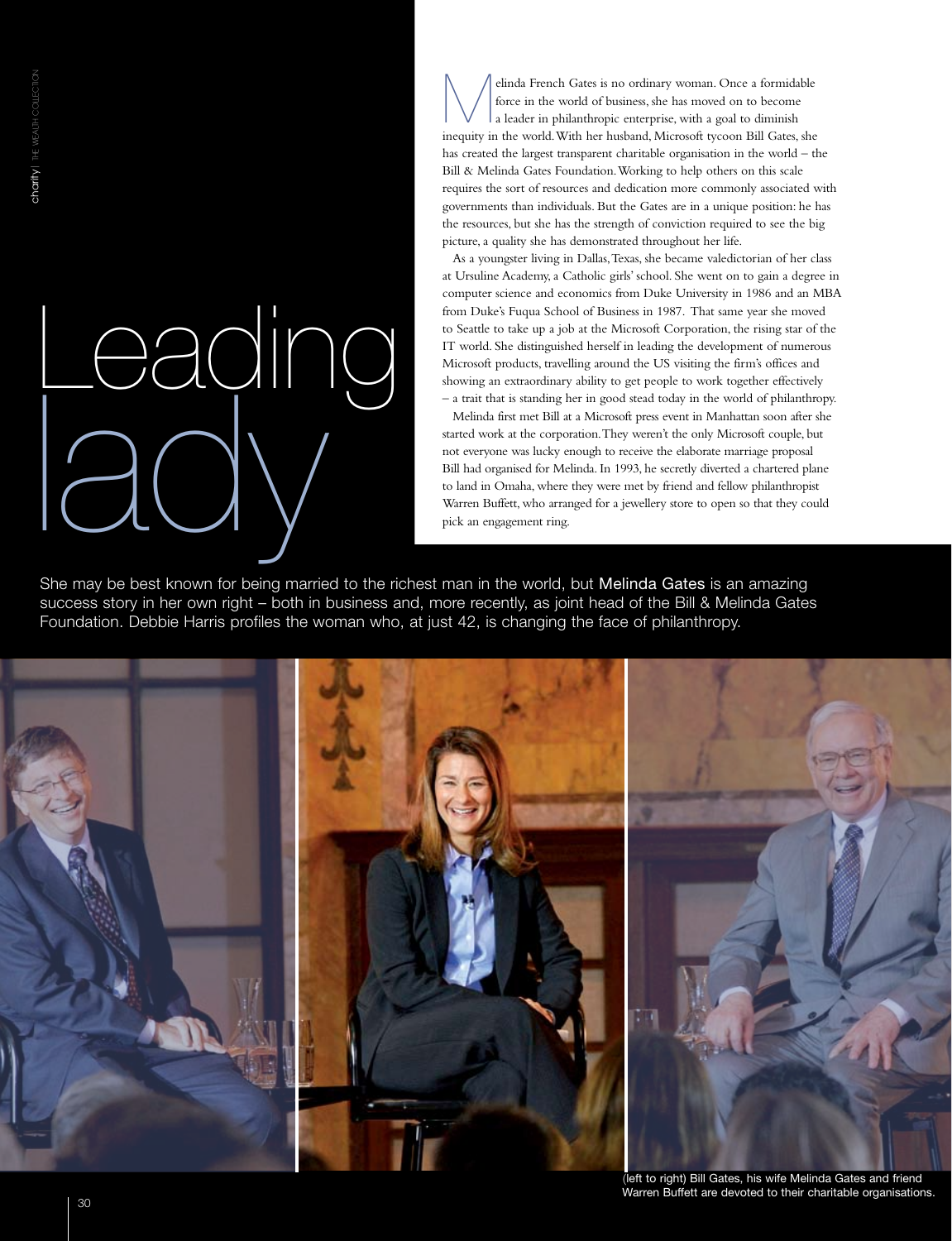# Leading lady

She may be best known for being married to the richest man in the world, but **Melinda Gates** is an amazing success story in her own right – both in business and, more recently, as joint head of the Bill & Melinda Gates Foundation. Debbie Harris profiles the woman who, at just 42, is changing the face of philanthropy.

Melinda French Gates is no ordinary woman. Once a formidable force in the world of business, she has moved on to become a leader in philanthropic enterprise, with a goal to diminish inequity in the world. With her husband, Microsoft tycoon Bill Gates, she has created the largest transparent charitable organisation in the world – the Bill & Melinda Gates Foundation. Working to help others on this scale requires the sort of resources and dedication more commonly associated with governments than individuals. But the Gates are in a unique position: he has the resources, but she has the strength of conviction required to see the big picture, a quality she has demonstrated throughout her life.

As a youngster living in Dallas, Texas, she became valedictorian of her class at Ursuline Academy, a Catholic girls' school. She went on to gain a degree in computer science and economics from Duke University in 1986 and an MBA from Duke's Fuqua School of Business in 1987. That same year she moved to Seattle to take up a job at the Microsoft Corporation, the rising star of the IT world. She distinguished herself in leading the development of numerous Microsoft products, travelling around the US visiting the firm's offices and showing an extraordinary ability to get people to work together effectively – a trait that is standing her in good stead today in the world of philanthropy.

Melinda first met Bill at a Microsoft press event in Manhattan soon after she started work at the corporation. They weren't the only Microsoft couple, but not everyone was lucky enough to receive the elaborate marriage proposal Bill had organised for Melinda. In 1993, he secretly diverted a chartered plane to land in Omaha, where they were met by friend and fellow philanthropist Warren Buffett, who arranged for a jewellery store to open so that they could pick an engagement ring.

(left to right) Bill Gates, his wife Melinda Gates and friend Warren Buffett are devoted to their charitable organisations.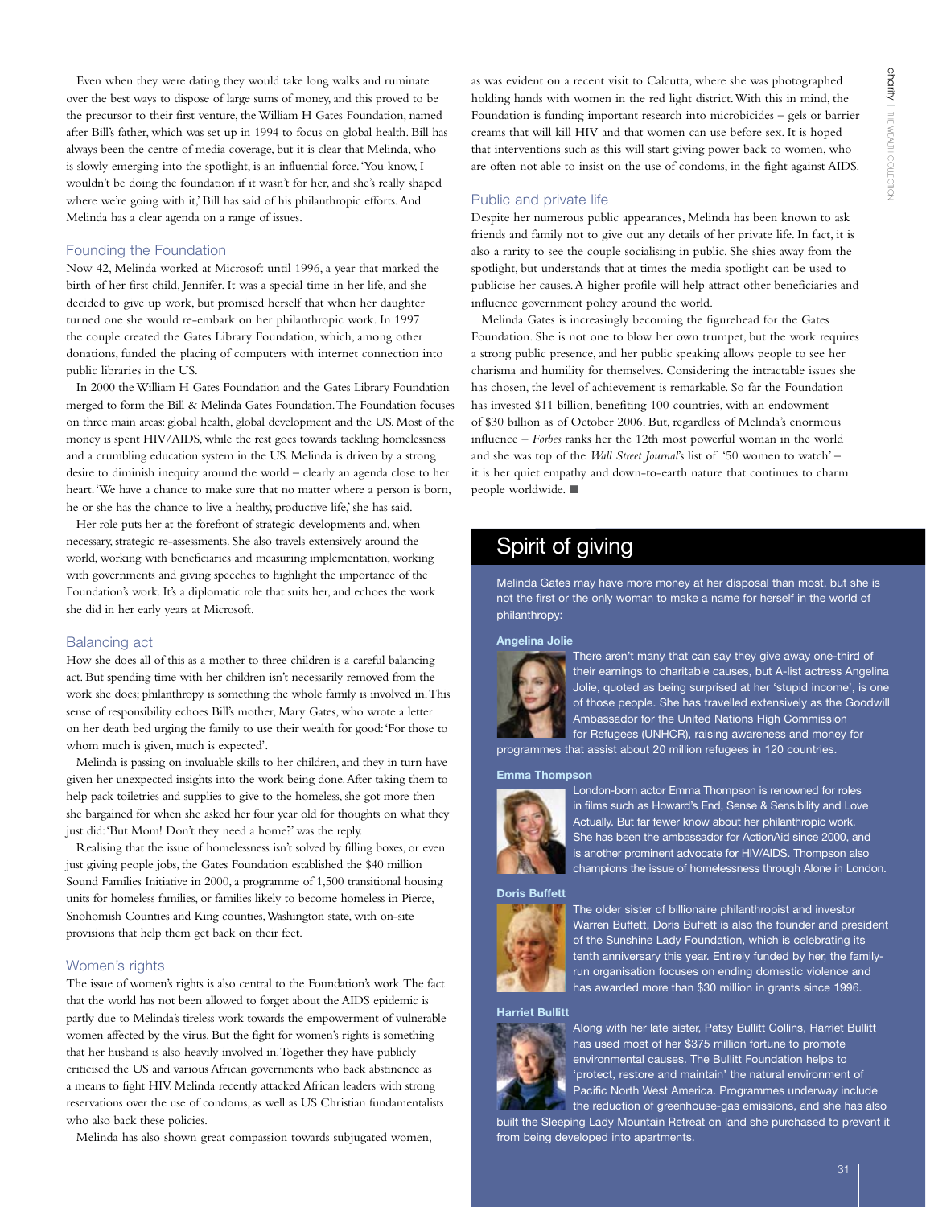Even when they were dating they would take long walks and ruminate over the best ways to dispose of large sums of money, and this proved to be the precursor to their first venture, the William H Gates Foundation, named after Bill's father, which was set up in 1994 to focus on global health. Bill has always been the centre of media coverage, but it is clear that Melinda, who is slowly emerging into the spotlight, is an influential force. 'You know, I wouldn't be doing the foundation if it wasn't for her, and she's really shaped where we're going with it,' Bill has said of his philanthropic efforts. And Melinda has a clear agenda on a range of issues.

## Founding the Foundation

Now 42, Melinda worked at Microsoft until 1996, a year that marked the birth of her first child, Jennifer. It was a special time in her life, and she decided to give up work, but promised herself that when her daughter turned one she would re-embark on her philanthropic work. In 1997 the couple created the Gates Library Foundation, which, among other donations, funded the placing of computers with internet connection into public libraries in the US.

In 2000 the William H Gates Foundation and the Gates Library Foundation merged to form the Bill & Melinda Gates Foundation. The Foundation focuses on three main areas: global health, global development and the US. Most of the money is spent HIV/AIDS, while the rest goes towards tackling homelessness and a crumbling education system in the US. Melinda is driven by a strong desire to diminish inequity around the world – clearly an agenda close to her heart. 'We have a chance to make sure that no matter where a person is born, he or she has the chance to live a healthy, productive life,' she has said.

Her role puts her at the forefront of strategic developments and, when necessary, strategic re-assessments. She also travels extensively around the world, working with beneficiaries and measuring implementation, working with governments and giving speeches to highlight the importance of the Foundation's work. It's a diplomatic role that suits her, and echoes the work she did in her early years at Microsoft.

## Balancing act

How she does all of this as a mother to three children is a careful balancing act. But spending time with her children isn't necessarily removed from the work she does; philanthropy is something the whole family is involved in. This sense of responsibility echoes Bill's mother, Mary Gates, who wrote a letter on her death bed urging the family to use their wealth for good: 'For those to whom much is given, much is expected'.

Melinda is passing on invaluable skills to her children, and they in turn have given her unexpected insights into the work being done. After taking them to help pack toiletries and supplies to give to the homeless, she got more then she bargained for when she asked her four year old for thoughts on what they just did: 'But Mom! Don't they need a home?' was the reply.

Realising that the issue of homelessness isn't solved by filling boxes, or even just giving people jobs, the Gates Foundation established the $40 million Sound Families Initiative in 2000, a programme of 1,500 transitional housing units for homeless families, or families likely to become homeless in Pierce, Snohomish Counties and King counties, Washington state, with on-site provisions that help them get back on their feet.

## Women's rights

The issue of women's rights is also central to the Foundation's work. The fact that the world has not been allowed to forget about the AIDS epidemic is partly due to Melinda's tireless work towards the empowerment of vulnerable women affected by the virus. But the fight for women's rights is something that her husband is also heavily involved in. Together they have publicly criticised the US and various African governments who back abstinence as a means to fight HIV. Melinda recently attacked African leaders with strong reservations over the use of condoms, as well as US Christian fundamentalists who also back these policies.

Melinda has also shown great compassion towards subjugated women, as was evident on a recent visit to Calcutta, where she was photographed holding hands with women in the red light district. With this in mind, the Foundation is funding important research into microbicides – gels or barrier creams that will kill HIV and that women can use before sex. It is hoped that interventions such as this will start giving power back to women, who are often not able to insist on the use of condoms, in the fight against AIDS.

## Public and private life

Despite her numerous public appearances, Melinda has been known to ask friends and family not to give out any details of her private life. In fact, it is also a rarity to see the couple socialising in public. She shies away from the spotlight, but understands that at times the media spotlight can be used to publicise her causes. A higher profile will help attract other beneficiaries and influence government policy around the world.

Melinda Gates is increasingly becoming the figurehead for the Gates Foundation. She is not one to blow her own trumpet, but the work requires a strong public presence, and her public speaking allows people to see her charisma and humility for themselves. Considering the intractable issues she has chosen, the level of achievement is remarkable. So far the Foundation has invested $11 billion, benefiting 100 countries, with an endowment of $30 billion as of October 2006. But, regardless of Melinda's enormous influence – *Forbes* ranks her the 12th most powerful woman in the world and she was top of the *Wall Street Journal*'s list of '50 women to watch' – it is her quiet empathy and down-to-earth nature that continues to charm people worldwide. ■

## Spirit of giving

Melinda Gates may have more money at her disposal than most, but she is not the first or the only woman to make a name for herself in the world of philanthropy:

**Angelina Jolie**

There aren't many that can say they give away one-third of their earnings to charitable causes, but A-list actress Angelina Jolie, quoted as being surprised at her 'stupid income', is one of those people. She has travelled extensively as the Goodwill Ambassador for the United Nations High Commission for Refugees (UNHCR), raising awareness and money for programmes that assist about 20 million refugees in 120 countries.

**Emma Thompson**

London-born actor Emma Thompson is renowned for roles in films such as Howard's End, Sense & Sensibility and Love Actually. But far fewer know about her philanthropic work. She has been the ambassador for ActionAid since 2000, and is another prominent advocate for HIV/AIDS. Thompson also champions the issue of homelessness through Alone in London.

**Doris Buffett**

The older sister of billionaire philanthropist and investor Warren Buffett, Doris Buffett is also the founder and president of the Sunshine Lady Foundation, which is celebrating its tenth anniversary this year. Entirely funded by her, the family-run organisation focuses on ending domestic violence and has awarded more than $30 million in grants since 1996.

**Harriet Bullitt**

Along with her late sister, Patsy Bullitt Collins, Harriet Bullitt has used most of her $375 million fortune to promote environmental causes. The Bullitt Foundation helps to 'protect, restore and maintain' the natural environment of Pacific North West America. Programmes underway include the reduction of greenhouse-gas emissions, and she has also built the Sleeping Lady Mountain Retreat on land she purchased to prevent it from being developed into apartments.